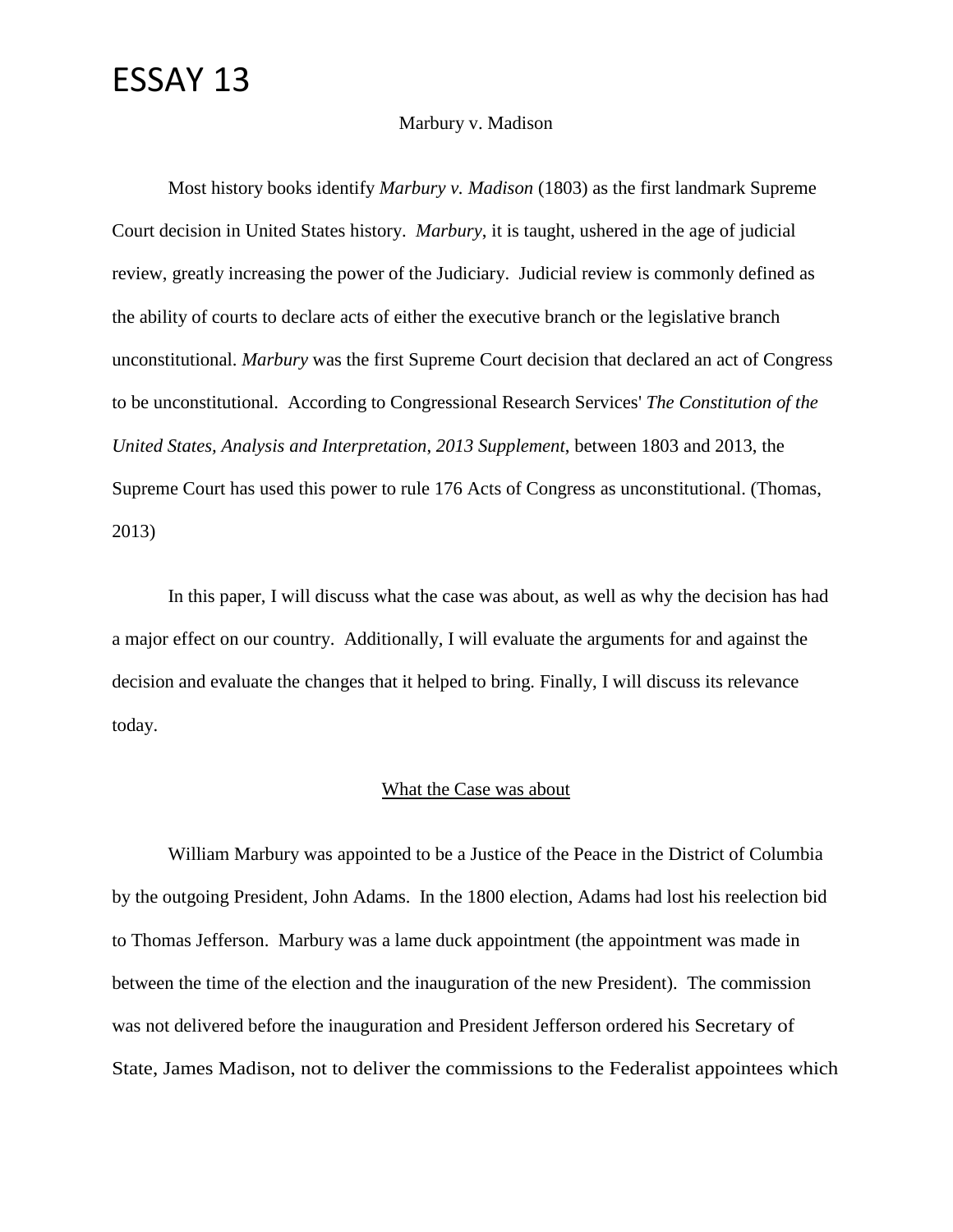# ESSAY 13

Marbury v. Madison

Most history books identify *Marbury v. Madison* (1803) as the first landmark Supreme Court decision in United States history. *Marbury*, it is taught, ushered in the age of judicial review, greatly increasing the power of the Judiciary. Judicial review is commonly defined as the ability of courts to declare acts of either the executive branch or the legislative branch unconstitutional. *Marbury* was the first Supreme Court decision that declared an act of Congress to be unconstitutional. According to Congressional Research Services' *The Constitution of the United States, Analysis and Interpretation*, *2013 Supplement*, between 1803 and 2013, the Supreme Court has used this power to rule 176 Acts of Congress as unconstitutional. (Thomas, 2013)

In this paper, I will discuss what the case was about, as well as why the decision has had a major effect on our country. Additionally, I will evaluate the arguments for and against the decision and evaluate the changes that it helped to bring. Finally, I will discuss its relevance today.

## What the Case was about

William Marbury was appointed to be a Justice of the Peace in the District of Columbia by the outgoing President, John Adams. In the 1800 election, Adams had lost his reelection bid to Thomas Jefferson. Marbury was a lame duck appointment (the appointment was made in between the time of the election and the inauguration of the new President). The commission was not delivered before the inauguration and President Jefferson ordered his Secretary of State, James Madison, not to deliver the commissions to the Federalist appointees which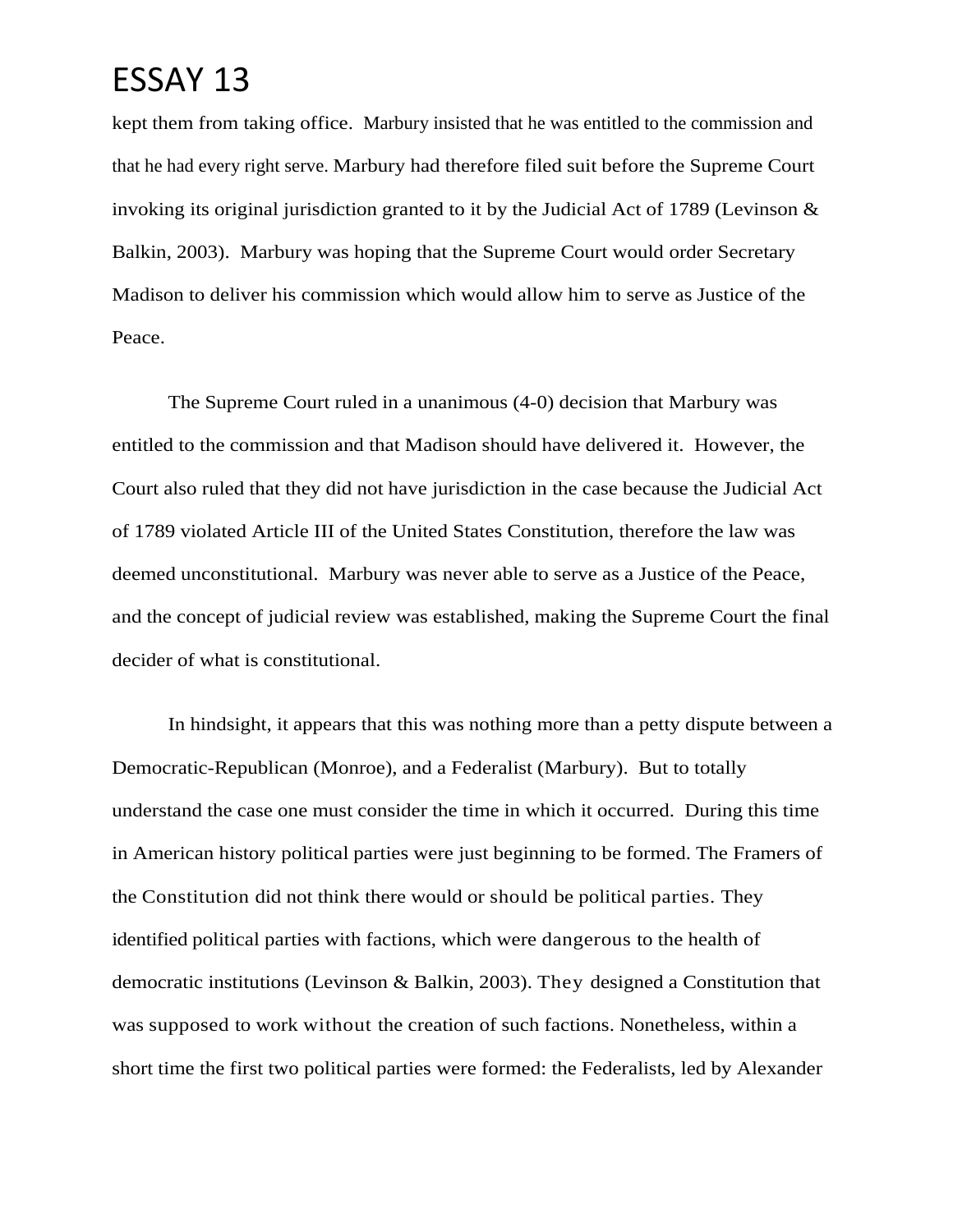kept them from taking office. Marbury insisted that he was entitled to the commission and that he had every right serve. Marbury had therefore filed suit before the Supreme Court invoking its original jurisdiction granted to it by the Judicial Act of 1789 (Levinson & Balkin, 2003). Marbury was hoping that the Supreme Court would order Secretary Madison to deliver his commission which would allow him to serve as Justice of the Peace.

The Supreme Court ruled in a unanimous (4-0) decision that Marbury was entitled to the commission and that Madison should have delivered it. However, the Court also ruled that they did not have jurisdiction in the case because the Judicial Act of 1789 violated Article III of the United States Constitution, therefore the law was deemed unconstitutional. Marbury was never able to serve as a Justice of the Peace, and the concept of judicial review was established, making the Supreme Court the final decider of what is constitutional.

In hindsight, it appears that this was nothing more than a petty dispute between a Democratic-Republican (Monroe), and a Federalist (Marbury). But to totally understand the case one must consider the time in which it occurred. During this time in American history political parties were just beginning to be formed. The Framers of the Constitution did not think there would or should be political parties. They identified political parties with factions, which were dangerous to the health of democratic institutions (Levinson & Balkin, 2003). They designed a Constitution that was supposed to work without the creation of such factions. Nonetheless, within a short time the first two political parties were formed: the Federalists, led by Alexander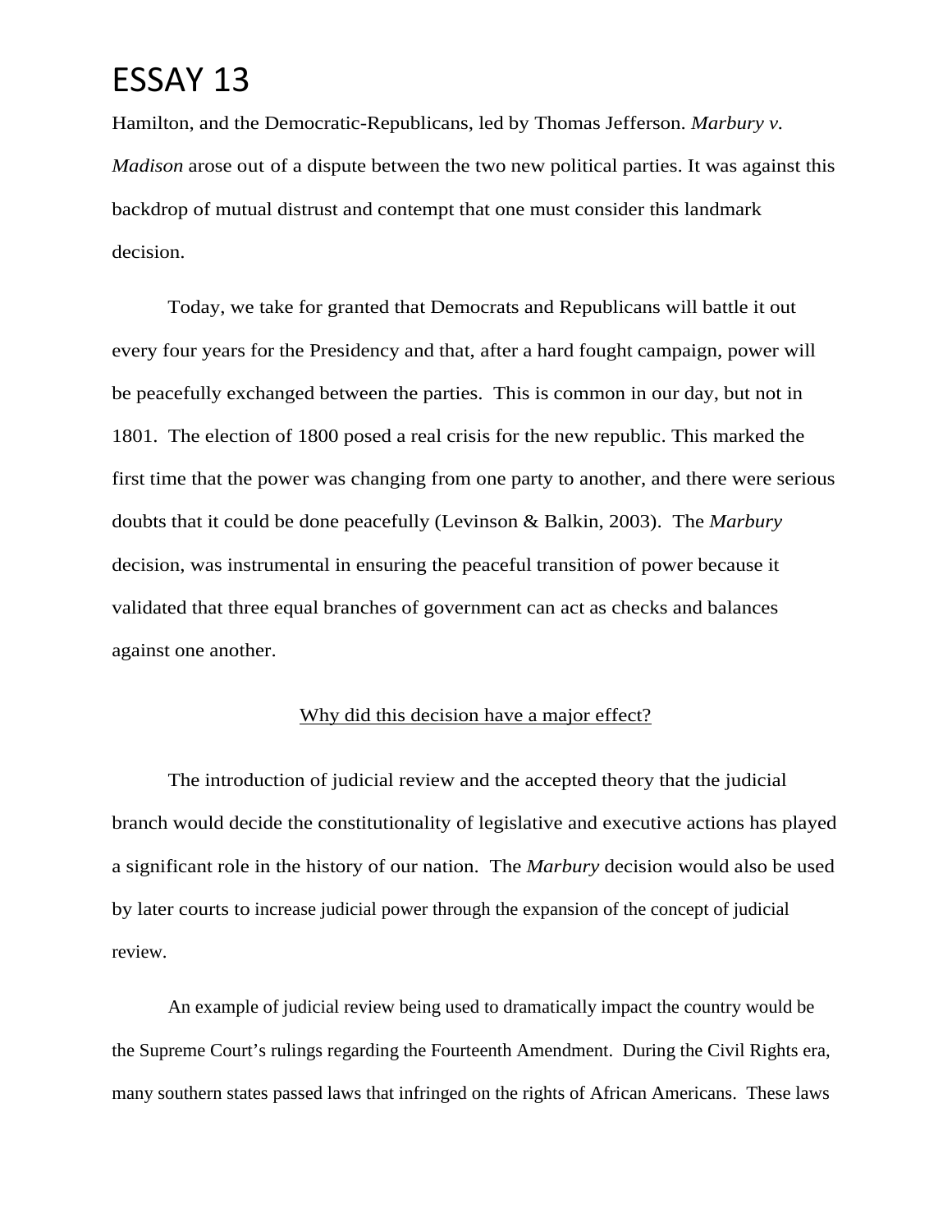Hamilton, and the Democratic-Republicans, led by Thomas Jefferson. *Marbury v. Madison* arose out of a dispute between the two new political parties. It was against this backdrop of mutual distrust and contempt that one must consider this landmark decision.

Today, we take for granted that Democrats and Republicans will battle it out every four years for the Presidency and that, after a hard fought campaign, power will be peacefully exchanged between the parties. This is common in our day, but not in 1801. The election of 1800 posed a real crisis for the new republic. This marked the first time that the power was changing from one party to another, and there were serious doubts that it could be done peacefully (Levinson & Balkin, 2003). The *Marbury* decision, was instrumental in ensuring the peaceful transition of power because it validated that three equal branches of government can act as checks and balances against one another.

<u>Why did this decision have a major effect?</u>

The introduction of judicial review and the accepted theory that the judicial branch would decide the constitutionality of legislative and executive actions has played a significant role in the history of our nation. The *Marbury* decision would also be used by later courts to increase judicial power through the expansion of the concept of judicial review.

An example of judicial review being used to dramatically impact the country would be the Supreme Court's rulings regarding the Fourteenth Amendment. During the Civil Rights era, many southern states passed laws that infringed on the rights of African Americans. These laws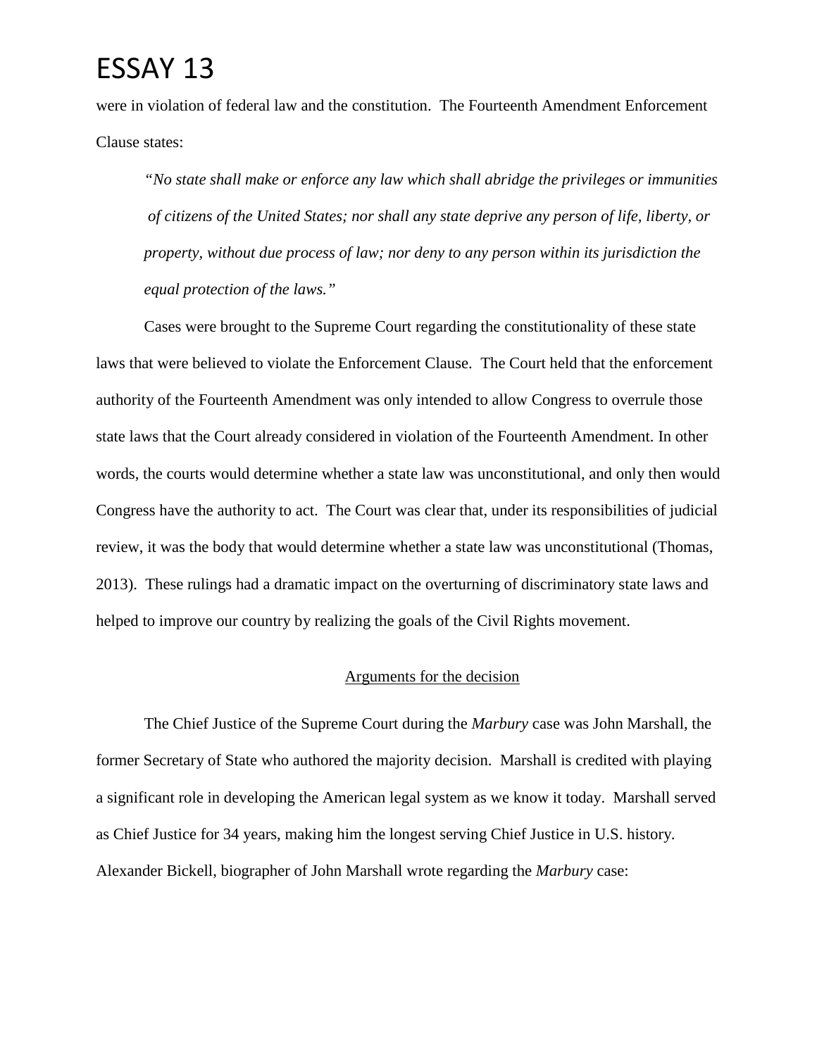were in violation of federal law and the constitution. The Fourteenth Amendment Enforcement Clause states:

> *"No state shall make or enforce any law which shall abridge the privileges or immunities of citizens of the United States; nor shall any state deprive any person of life, liberty, or property, without due process of law; nor deny to any person within its jurisdiction the equal protection of the laws."*

Cases were brought to the Supreme Court regarding the constitutionality of these state laws that were believed to violate the Enforcement Clause. The Court held that the enforcement authority of the Fourteenth Amendment was only intended to allow Congress to overrule those state laws that the Court already considered in violation of the Fourteenth Amendment. In other words, the courts would determine whether a state law was unconstitutional, and only then would Congress have the authority to act. The Court was clear that, under its responsibilities of judicial review, it was the body that would determine whether a state law was unconstitutional (Thomas, 2013). These rulings had a dramatic impact on the overturning of discriminatory state laws and helped to improve our country by realizing the goals of the Civil Rights movement.

## Arguments for the decision

The Chief Justice of the Supreme Court during the *Marbury* case was John Marshall, the former Secretary of State who authored the majority decision. Marshall is credited with playing a significant role in developing the American legal system as we know it today. Marshall served as Chief Justice for 34 years, making him the longest serving Chief Justice in U.S. history. Alexander Bickell, biographer of John Marshall wrote regarding the *Marbury* case: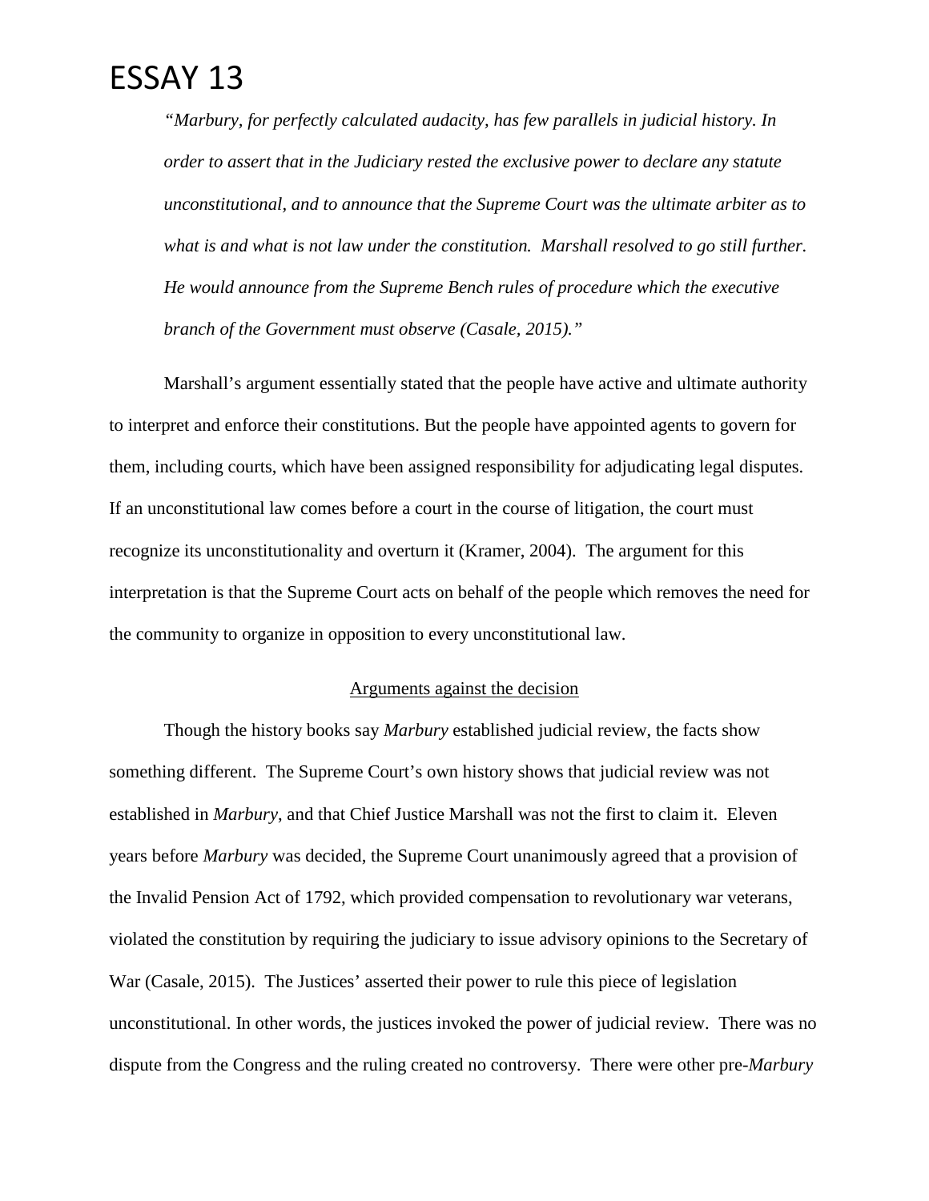# ESSAY 13

> *"Marbury, for perfectly calculated audacity, has few parallels in judicial history. In order to assert that in the Judiciary rested the exclusive power to declare any statute unconstitutional, and to announce that the Supreme Court was the ultimate arbiter as to what is and what is not law under the constitution. Marshall resolved to go still further. He would announce from the Supreme Bench rules of procedure which the executive branch of the Government must observe (Casale, 2015)."*

Marshall's argument essentially stated that the people have active and ultimate authority to interpret and enforce their constitutions. But the people have appointed agents to govern for them, including courts, which have been assigned responsibility for adjudicating legal disputes. If an unconstitutional law comes before a court in the course of litigation, the court must recognize its unconstitutionality and overturn it (Kramer, 2004). The argument for this interpretation is that the Supreme Court acts on behalf of the people which removes the need for the community to organize in opposition to every unconstitutional law.

<u>Arguments against the decision</u>

Though the history books say *Marbury* established judicial review, the facts show something different. The Supreme Court's own history shows that judicial review was not established in *Marbury*, and that Chief Justice Marshall was not the first to claim it. Eleven years before *Marbury* was decided, the Supreme Court unanimously agreed that a provision of the Invalid Pension Act of 1792, which provided compensation to revolutionary war veterans, violated the constitution by requiring the judiciary to issue advisory opinions to the Secretary of War (Casale, 2015). The Justices' asserted their power to rule this piece of legislation unconstitutional. In other words, the justices invoked the power of judicial review. There was no dispute from the Congress and the ruling created no controversy. There were other pre-*Marbury*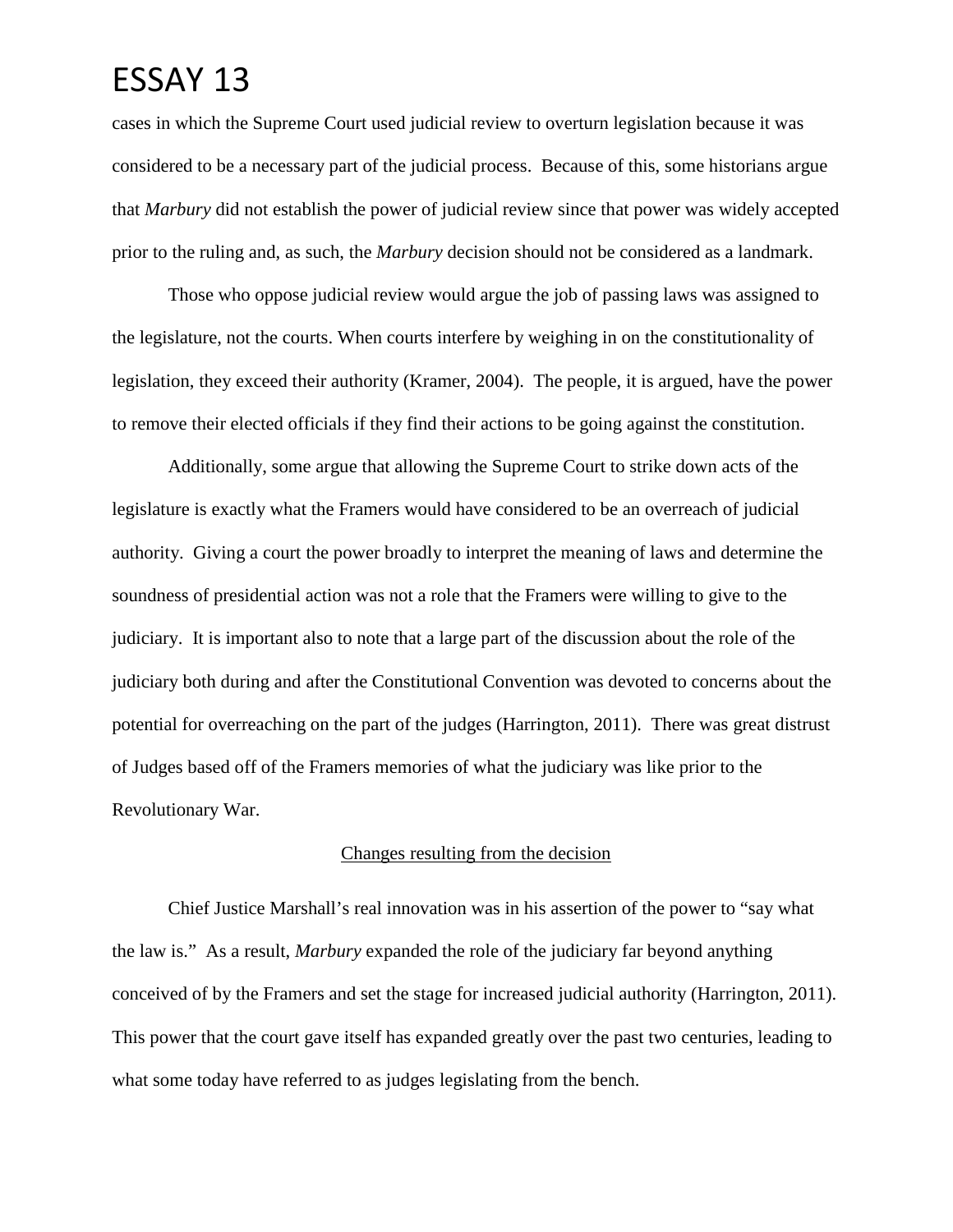cases in which the Supreme Court used judicial review to overturn legislation because it was considered to be a necessary part of the judicial process. Because of this, some historians argue that *Marbury* did not establish the power of judicial review since that power was widely accepted prior to the ruling and, as such, the *Marbury* decision should not be considered as a landmark.

Those who oppose judicial review would argue the job of passing laws was assigned to the legislature, not the courts. When courts interfere by weighing in on the constitutionality of legislation, they exceed their authority (Kramer, 2004). The people, it is argued, have the power to remove their elected officials if they find their actions to be going against the constitution.

Additionally, some argue that allowing the Supreme Court to strike down acts of the legislature is exactly what the Framers would have considered to be an overreach of judicial authority. Giving a court the power broadly to interpret the meaning of laws and determine the soundness of presidential action was not a role that the Framers were willing to give to the judiciary. It is important also to note that a large part of the discussion about the role of the judiciary both during and after the Constitutional Convention was devoted to concerns about the potential for overreaching on the part of the judges (Harrington, 2011). There was great distrust of Judges based off of the Framers memories of what the judiciary was like prior to the Revolutionary War.

## Changes resulting from the decision

Chief Justice Marshall's real innovation was in his assertion of the power to "say what the law is." As a result, *Marbury* expanded the role of the judiciary far beyond anything conceived of by the Framers and set the stage for increased judicial authority (Harrington, 2011). This power that the court gave itself has expanded greatly over the past two centuries, leading to what some today have referred to as judges legislating from the bench.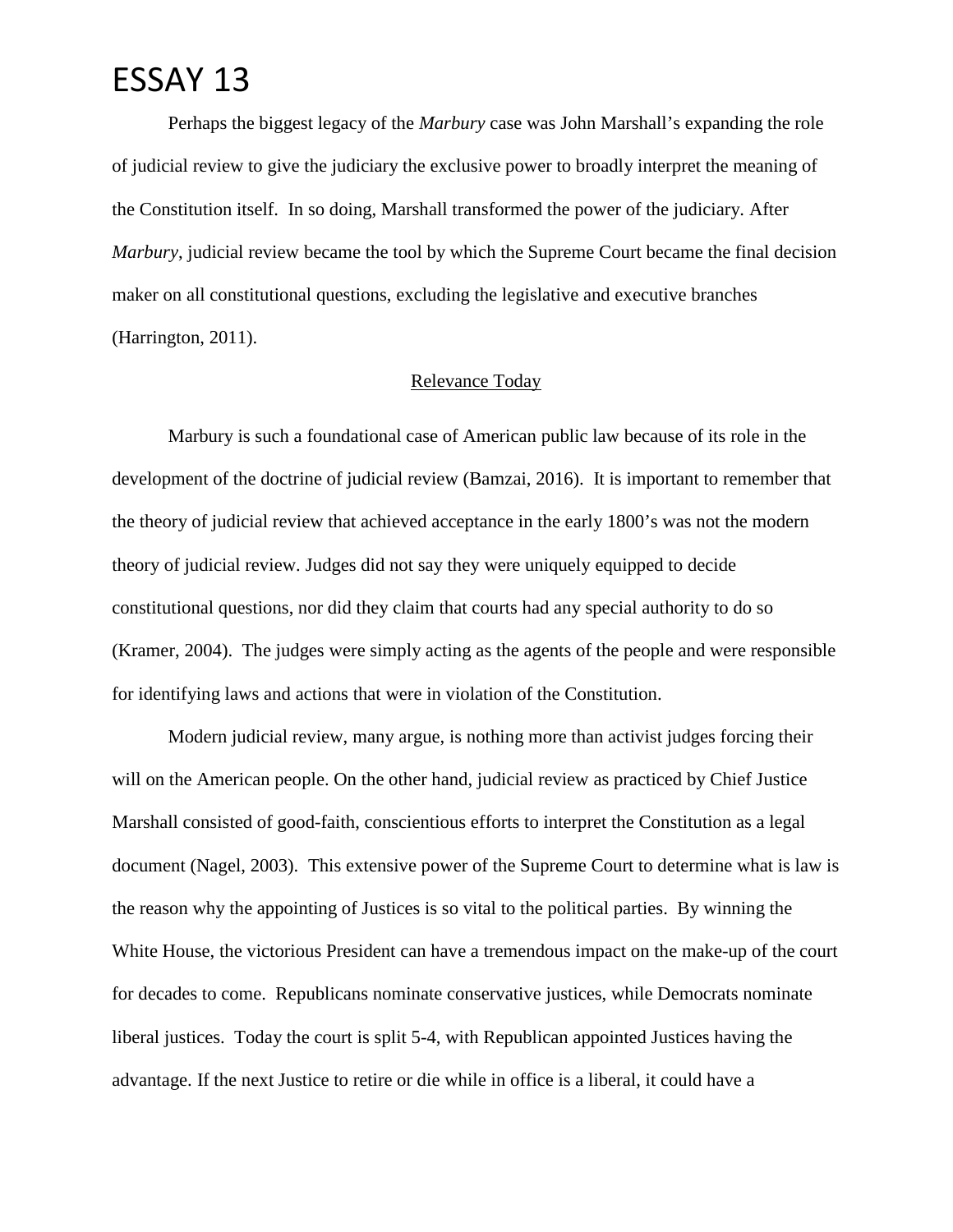# ESSAY 13

Perhaps the biggest legacy of the *Marbury* case was John Marshall's expanding the role of judicial review to give the judiciary the exclusive power to broadly interpret the meaning of the Constitution itself. In so doing, Marshall transformed the power of the judiciary. After *Marbury*, judicial review became the tool by which the Supreme Court became the final decision maker on all constitutional questions, excluding the legislative and executive branches (Harrington, 2011).

<u>Relevance Today</u>

Marbury is such a foundational case of American public law because of its role in the development of the doctrine of judicial review (Bamzai, 2016). It is important to remember that the theory of judicial review that achieved acceptance in the early 1800's was not the modern theory of judicial review. Judges did not say they were uniquely equipped to decide constitutional questions, nor did they claim that courts had any special authority to do so (Kramer, 2004). The judges were simply acting as the agents of the people and were responsible for identifying laws and actions that were in violation of the Constitution.

Modern judicial review, many argue, is nothing more than activist judges forcing their will on the American people. On the other hand, judicial review as practiced by Chief Justice Marshall consisted of good-faith, conscientious efforts to interpret the Constitution as a legal document (Nagel, 2003). This extensive power of the Supreme Court to determine what is law is the reason why the appointing of Justices is so vital to the political parties. By winning the White House, the victorious President can have a tremendous impact on the make-up of the court for decades to come. Republicans nominate conservative justices, while Democrats nominate liberal justices. Today the court is split 5-4, with Republican appointed Justices having the advantage. If the next Justice to retire or die while in office is a liberal, it could have a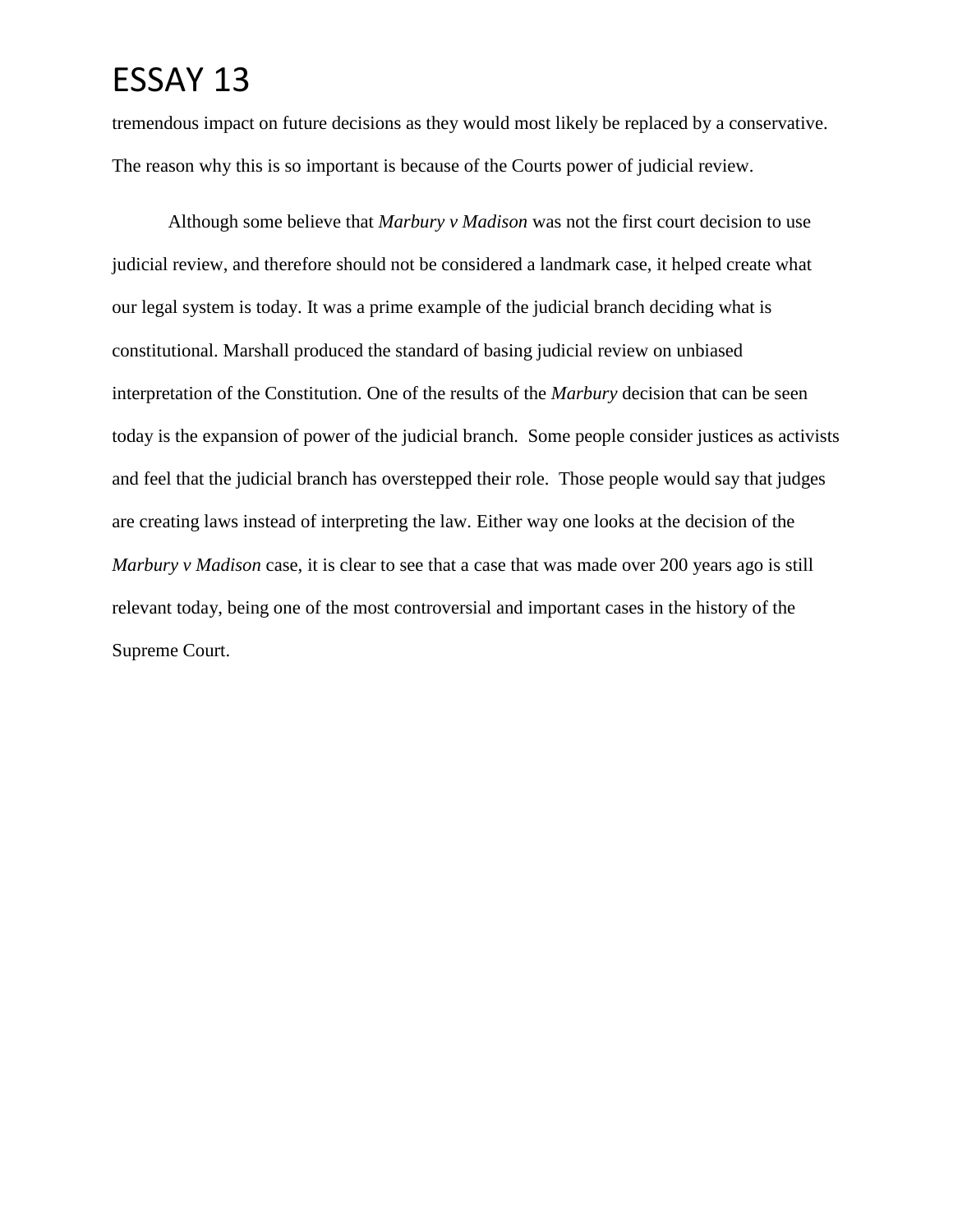tremendous impact on future decisions as they would most likely be replaced by a conservative. The reason why this is so important is because of the Courts power of judicial review.

Although some believe that *Marbury v Madison* was not the first court decision to use judicial review, and therefore should not be considered a landmark case, it helped create what our legal system is today. It was a prime example of the judicial branch deciding what is constitutional. Marshall produced the standard of basing judicial review on unbiased interpretation of the Constitution. One of the results of the *Marbury* decision that can be seen today is the expansion of power of the judicial branch. Some people consider justices as activists and feel that the judicial branch has overstepped their role. Those people would say that judges are creating laws instead of interpreting the law. Either way one looks at the decision of the *Marbury v Madison* case, it is clear to see that a case that was made over 200 years ago is still relevant today, being one of the most controversial and important cases in the history of the Supreme Court.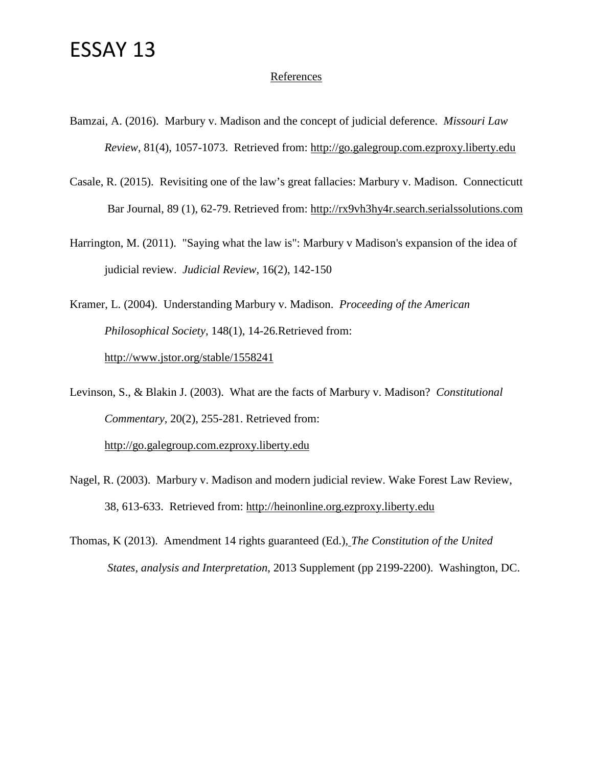# ESSAY 13

References

Bamzai, A. (2016). Marbury v. Madison and the concept of judicial deference. *Missouri Law Review*, 81(4), 1057-1073. Retrieved from: http://go.galegroup.com.ezproxy.liberty.edu

Casale, R. (2015). Revisiting one of the law's great fallacies: Marbury v. Madison. Connecticutt Bar Journal, 89 (1), 62-79. Retrieved from: http://rx9vh3hy4r.search.serialssolutions.com

Harrington, M. (2011). "Saying what the law is": Marbury v Madison's expansion of the idea of judicial review. *Judicial Review*, 16(2), 142-150

Kramer, L. (2004). Understanding Marbury v. Madison. *Proceeding of the American Philosophical Society*, 148(1), 14-26.Retrieved from: http://www.jstor.org/stable/1558241

Levinson, S., & Blakin J. (2003). What are the facts of Marbury v. Madison? *Constitutional Commentary*, 20(2), 255-281. Retrieved from: http://go.galegroup.com.ezproxy.liberty.edu

Nagel, R. (2003). Marbury v. Madison and modern judicial review. Wake Forest Law Review, 38, 613-633. Retrieved from: http://heinonline.org.ezproxy.liberty.edu

Thomas, K (2013). Amendment 14 rights guaranteed (Ed.), *The Constitution of the United States, analysis and Interpretation*, 2013 Supplement (pp 2199-2200). Washington, DC.